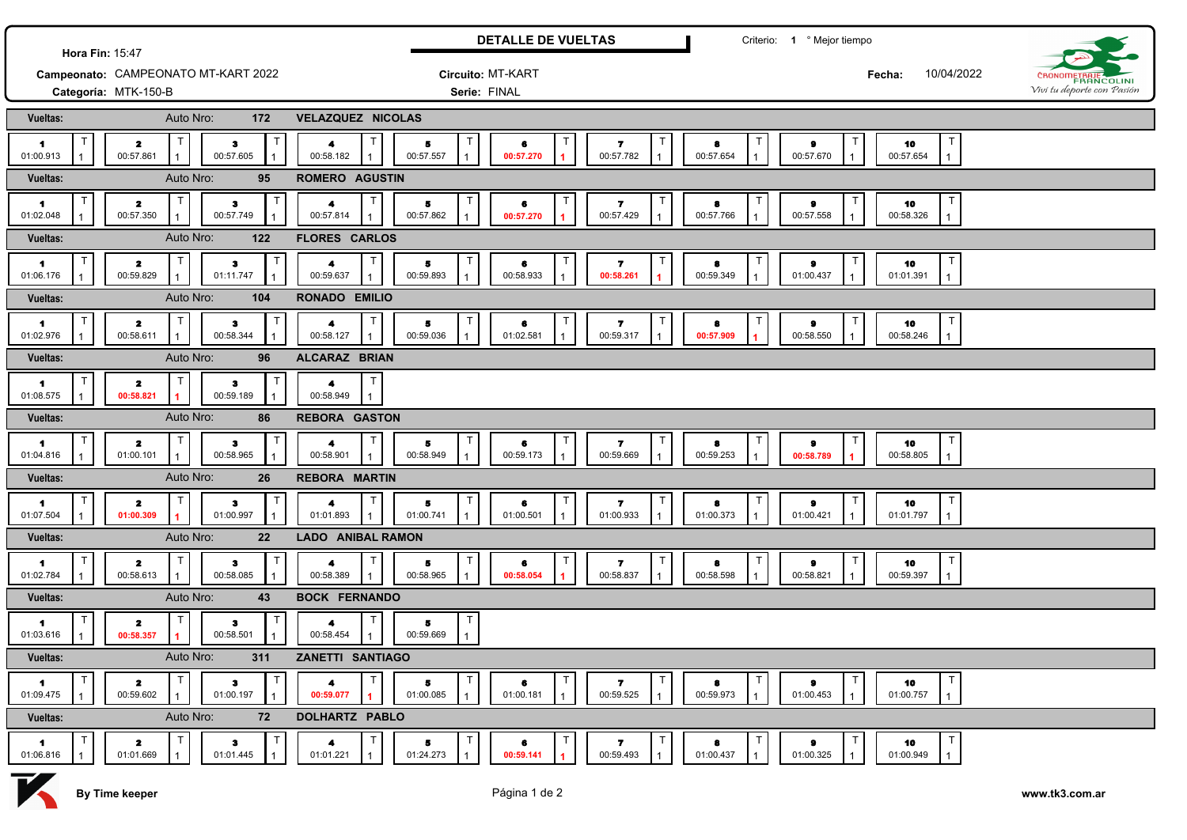## DETALLE DE VUELTAS

**Hora Fin:** 15:47

**Campeonato:** CAMPEONATO MT-KART 2022

**Categoría:** MTK-150-B

**Circuito:** MT-KART

**Serie:** FINAL

**Criterio:** 1 ° Mejor tiempo

**Fecha:** 10/04/2022

CRONOMETRAJE FRANCOLINI
*Vivi tu deporte con Pasión*

| Auto Nro. | Piloto | 1 | 2 | 3 | 4 | 5 | 6 | 7 | 8 | 9 | 10 |
|---|---|---|---|---|---|---|---|---|---|---|---|
| 172 | VELAZQUEZ NICOLAS | 01:00.913 | 00:57.861 | 00:57.605 | 00:58.182 | 00:57.557 | **00:57.270** | 00:57.782 | 00:57.654 | 00:57.670 | 00:57.654 |
| 95 | ROMERO AGUSTIN | 01:02.048 | 00:57.350 | 00:57.749 | 00:57.814 | 00:57.862 | **00:57.270** | 00:57.429 | 00:57.766 | 00:57.558 | 00:58.326 |
| 122 | FLORES CARLOS | 01:06.176 | 00:59.829 | 01:11.747 | 00:59.637 | 00:59.893 | 00:58.933 | **00:58.261** | 00:59.349 | 01:00.437 | 01:01.391 |
| 104 | RONADO EMILIO | 01:02.976 | 00:58.611 | 00:58.344 | 00:58.127 | 00:59.036 | 01:02.581 | 00:59.317 | **00:57.909** | 00:58.550 | 00:58.246 |
| 96 | ALCARAZ BRIAN | 01:08.575 | **00:58.821** | 00:59.189 | 00:58.949 | | | | | | |
| 86 | REBORA GASTON | 01:04.816 | 01:00.101 | 00:58.965 | 00:58.901 | 00:58.949 | 00:59.173 | 00:59.669 | 00:59.253 | **00:58.789** | 00:58.805 |
| 26 | REBORA MARTIN | 01:07.504 | **01:00.309** | 01:00.997 | 01:01.893 | 01:00.741 | 01:00.501 | 01:00.933 | 01:00.373 | 01:00.421 | 01:01.797 |
| 22 | LADO ANIBAL RAMON | 01:02.784 | 00:58.613 | 00:58.085 | 00:58.389 | 00:58.965 | **00:58.054** | 00:58.837 | 00:58.598 | 00:58.821 | 00:59.397 |
| 43 | BOCK FERNANDO | 01:03.616 | **00:58.357** | 00:58.501 | 00:58.454 | 00:59.669 | | | | | |
| 311 | ZANETTI SANTIAGO | 01:09.475 | 00:59.602 | 01:00.197 | **00:59.077** | 01:00.085 | 01:00.181 | 00:59.525 | 00:59.973 | 01:00.453 | 01:00.757 |
| 72 | DOLHARTZ PABLO | 01:06.816 | 01:01.669 | 01:01.445 | 01:01.221 | 01:24.273 | **00:59.141** | 00:59.493 | 01:00.437 | 01:00.325 | 01:00.949 |

**By Time keeper**

www.tk3.com.ar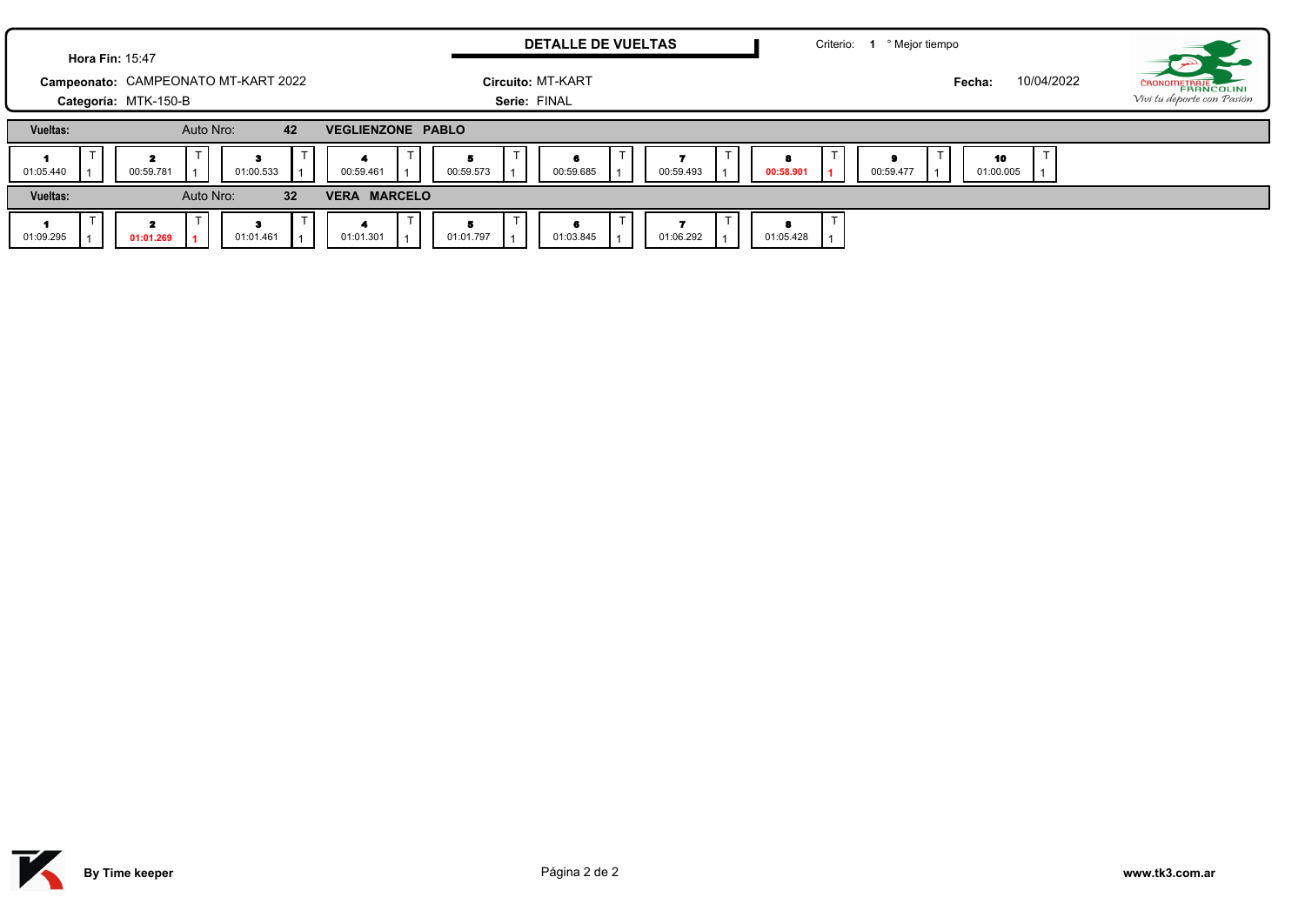**Hora Fin:** 15:47

## DETALLE DE VUELTAS

Criterio: **1** ° Mejor tiempo

**Campeonato:** CAMPEONATO MT-KART 2022

**Circuito:** MT-KART

**Fecha:** 10/04/2022

**Categoría:** MTK-150-B

**Serie:** FINAL

CRONOMETRAJE FRANCOLINI — *Viví tu deporte con Pasión*

**Vueltas:** Auto Nro: **42** **VEGLIENZONE PABLO**

| Vuelta | Tiempo | T |
|---|---|---|
| 1 | 01:05.440 | 1 |
| 2 | 00:59.781 | 1 |
| 3 | 01:00.533 | 1 |
| 4 | 00:59.461 | 1 |
| 5 | 00:59.573 | 1 |
| 6 | 00:59.685 | 1 |
| 7 | 00:59.493 | 1 |
| 8 | **00:58.901** | **1** |
| 9 | 00:59.477 | 1 |
| 10 | 01:00.005 | 1 |

**Vueltas:** Auto Nro: **32** **VERA MARCELO**

| Vuelta | Tiempo | T |
|---|---|---|
| 1 | 01:09.295 | 1 |
| 2 | **01:01.269** | **1** |
| 3 | 01:01.461 | 1 |
| 4 | 01:01.301 | 1 |
| 5 | 01:01.797 | 1 |
| 6 | 01:03.845 | 1 |
| 7 | 01:06.292 | 1 |
| 8 | 01:05.428 | 1 |

**By Time keeper**

**www.tk3.com.ar**